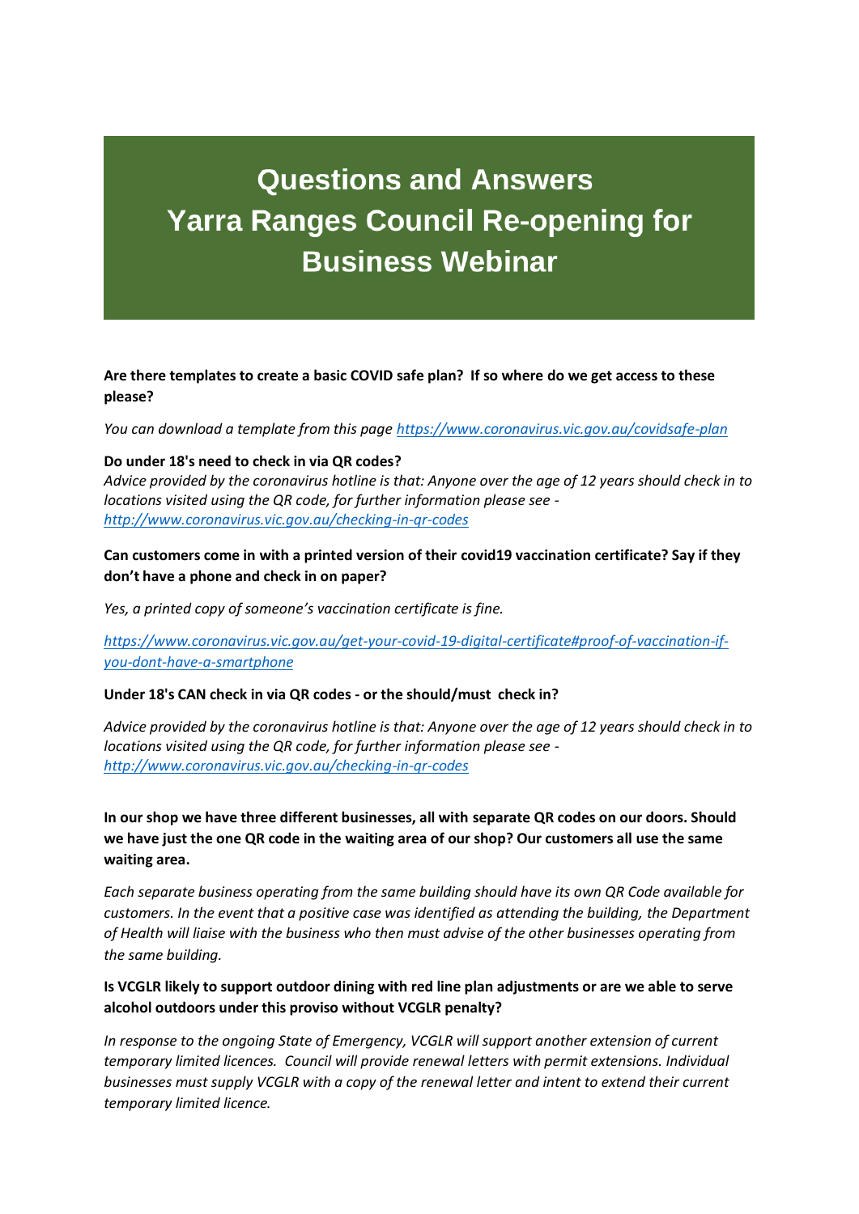# Questions and Answers Yarra Ranges Council Re-opening for Business Webinar

**Are there templates to create a basic COVID safe plan? If so where do we get access to these please?**

*You can download a template from this page [https://www.coronavirus.vic.gov.au/covidsafe-plan](https://www.coronavirus.vic.gov.au/covidsafe-plan)*

**Do under 18's need to check in via QR codes?**

*Advice provided by the coronavirus hotline is that: Anyone over the age of 12 years should check in to locations visited using the QR code, for further information please see - [http://www.coronavirus.vic.gov.au/checking-in-qr-codes](http://www.coronavirus.vic.gov.au/checking-in-qr-codes)*

**Can customers come in with a printed version of their covid19 vaccination certificate? Say if they don't have a phone and check in on paper?**

*Yes, a printed copy of someone's vaccination certificate is fine.*

*[https://www.coronavirus.vic.gov.au/get-your-covid-19-digital-certificate#proof-of-vaccination-if-you-dont-have-a-smartphone](https://www.coronavirus.vic.gov.au/get-your-covid-19-digital-certificate#proof-of-vaccination-if-you-dont-have-a-smartphone)*

**Under 18's CAN check in via QR codes - or the should/must check in?**

*Advice provided by the coronavirus hotline is that: Anyone over the age of 12 years should check in to locations visited using the QR code, for further information please see - [http://www.coronavirus.vic.gov.au/checking-in-qr-codes](http://www.coronavirus.vic.gov.au/checking-in-qr-codes)*

**In our shop we have three different businesses, all with separate QR codes on our doors. Should we have just the one QR code in the waiting area of our shop? Our customers all use the same waiting area.**

*Each separate business operating from the same building should have its own QR Code available for customers. In the event that a positive case was identified as attending the building, the Department of Health will liaise with the business who then must advise of the other businesses operating from the same building.*

**Is VCGLR likely to support outdoor dining with red line plan adjustments or are we able to serve alcohol outdoors under this proviso without VCGLR penalty?**

*In response to the ongoing State of Emergency, VCGLR will support another extension of current temporary limited licences. Council will provide renewal letters with permit extensions. Individual businesses must supply VCGLR with a copy of the renewal letter and intent to extend their current temporary limited licence.*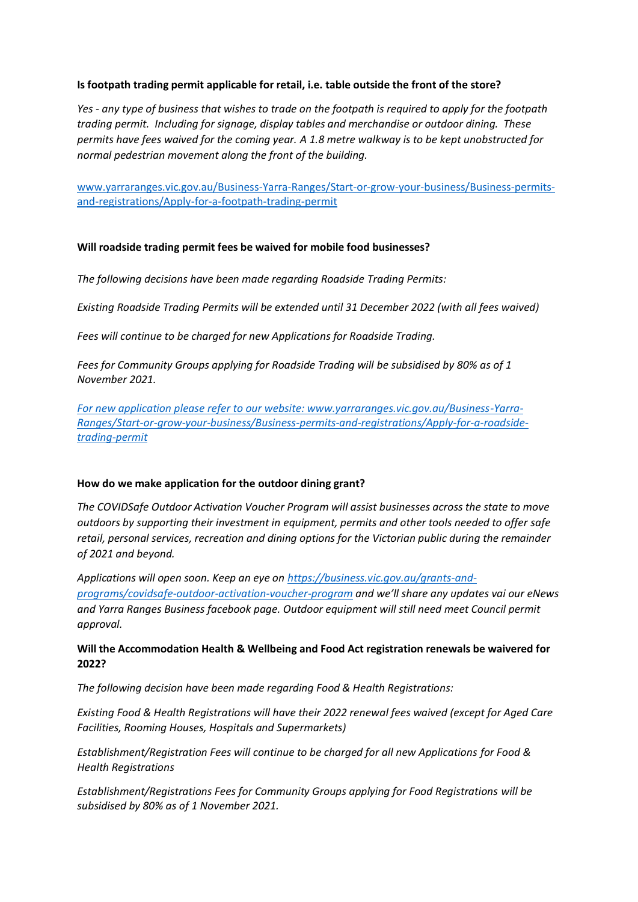**Is footpath trading permit applicable for retail, i.e. table outside the front of the store?**

*Yes - any type of business that wishes to trade on the footpath is required to apply for the footpath trading permit. Including for signage, display tables and merchandise or outdoor dining. These permits have fees waived for the coming year. A 1.8 metre walkway is to be kept unobstructed for normal pedestrian movement along the front of the building.*

[www.yarraranges.vic.gov.au/Business-Yarra-Ranges/Start-or-grow-your-business/Business-permits-and-registrations/Apply-for-a-footpath-trading-permit](www.yarraranges.vic.gov.au/Business-Yarra-Ranges/Start-or-grow-your-business/Business-permits-and-registrations/Apply-for-a-footpath-trading-permit)

**Will roadside trading permit fees be waived for mobile food businesses?**

*The following decisions have been made regarding Roadside Trading Permits:*

*Existing Roadside Trading Permits will be extended until 31 December 2022 (with all fees waived)*

*Fees will continue to be charged for new Applications for Roadside Trading.*

*Fees for Community Groups applying for Roadside Trading will be subsidised by 80% as of 1 November 2021.*

*[For new application please refer to our website: www.yarraranges.vic.gov.au/Business-Yarra-Ranges/Start-or-grow-your-business/Business-permits-and-registrations/Apply-for-a-roadside-trading-permit](www.yarraranges.vic.gov.au/Business-Yarra-Ranges/Start-or-grow-your-business/Business-permits-and-registrations/Apply-for-a-roadside-trading-permit)*

**How do we make application for the outdoor dining grant?**

*The COVIDSafe Outdoor Activation Voucher Program will assist businesses across the state to move outdoors by supporting their investment in equipment, permits and other tools needed to offer safe retail, personal services, recreation and dining options for the Victorian public during the remainder of 2021 and beyond.*

*Applications will open soon. Keep an eye on [https://business.vic.gov.au/grants-and-programs/covidsafe-outdoor-activation-voucher-program](https://business.vic.gov.au/grants-and-programs/covidsafe-outdoor-activation-voucher-program) and we'll share any updates vai our eNews and Yarra Ranges Business facebook page. Outdoor equipment will still need meet Council permit approval.*

**Will the Accommodation Health & Wellbeing and Food Act registration renewals be waivered for 2022?**

*The following decision have been made regarding Food & Health Registrations:*

*Existing Food & Health Registrations will have their 2022 renewal fees waived (except for Aged Care Facilities, Rooming Houses, Hospitals and Supermarkets)*

*Establishment/Registration Fees will continue to be charged for all new Applications for Food & Health Registrations*

*Establishment/Registrations Fees for Community Groups applying for Food Registrations will be subsidised by 80% as of 1 November 2021.*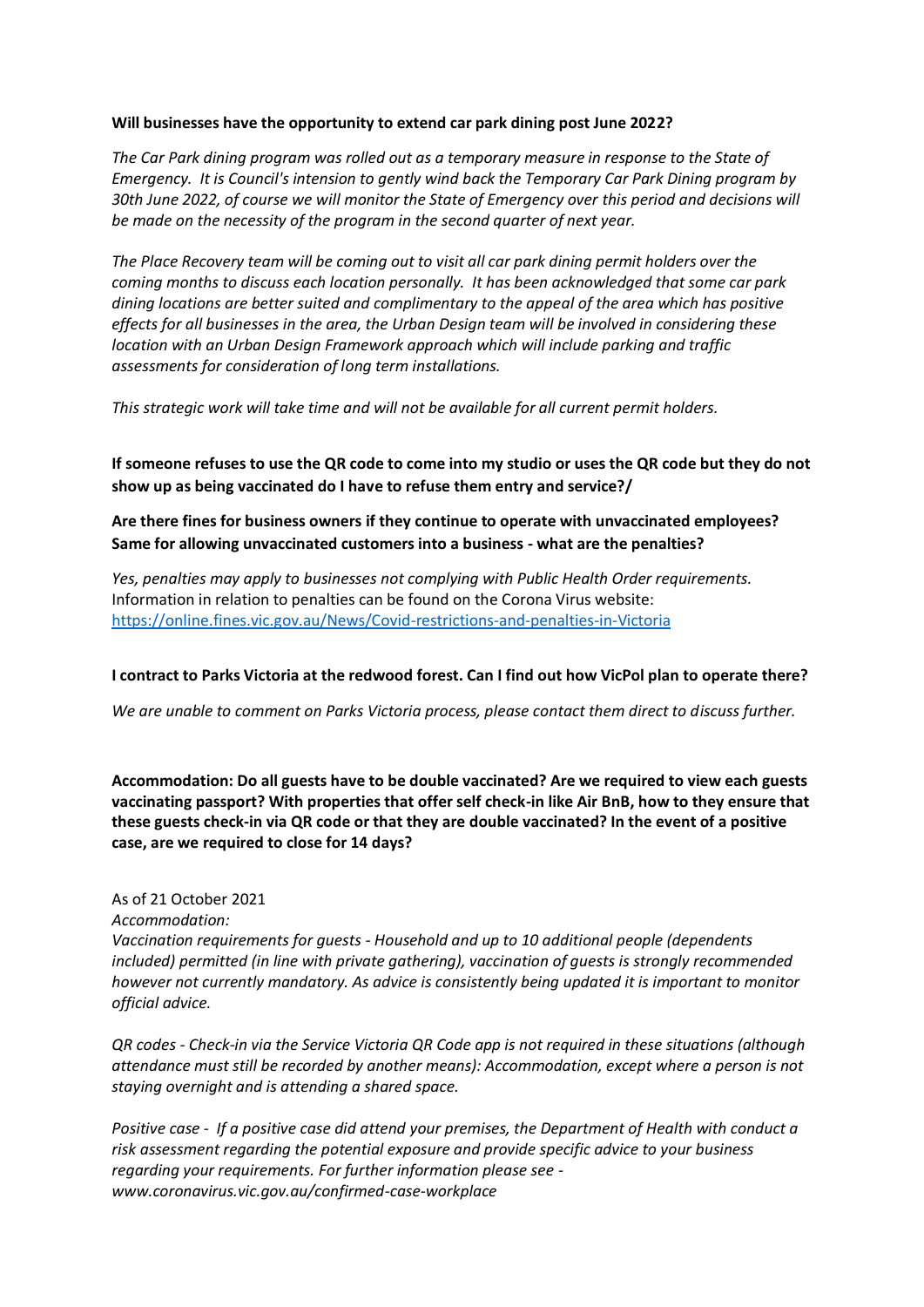**Will businesses have the opportunity to extend car park dining post June 2022?**

*The Car Park dining program was rolled out as a temporary measure in response to the State of Emergency. It is Council's intension to gently wind back the Temporary Car Park Dining program by 30th June 2022, of course we will monitor the State of Emergency over this period and decisions will be made on the necessity of the program in the second quarter of next year.*

*The Place Recovery team will be coming out to visit all car park dining permit holders over the coming months to discuss each location personally. It has been acknowledged that some car park dining locations are better suited and complimentary to the appeal of the area which has positive effects for all businesses in the area, the Urban Design team will be involved in considering these location with an Urban Design Framework approach which will include parking and traffic assessments for consideration of long term installations.*

*This strategic work will take time and will not be available for all current permit holders.*

**If someone refuses to use the QR code to come into my studio or uses the QR code but they do not show up as being vaccinated do I have to refuse them entry and service?/**

**Are there fines for business owners if they continue to operate with unvaccinated employees? Same for allowing unvaccinated customers into a business - what are the penalties?**

*Yes, penalties may apply to businesses not complying with Public Health Order requirements.* Information in relation to penalties can be found on the Corona Virus website: https://online.fines.vic.gov.au/News/Covid-restrictions-and-penalties-in-Victoria

**I contract to Parks Victoria at the redwood forest. Can I find out how VicPol plan to operate there?**

*We are unable to comment on Parks Victoria process, please contact them direct to discuss further.*

**Accommodation: Do all guests have to be double vaccinated? Are we required to view each guests vaccinating passport? With properties that offer self check-in like Air BnB, how to they ensure that these guests check-in via QR code or that they are double vaccinated? In the event of a positive case, are we required to close for 14 days?**

As of 21 October 2021

*Accommodation:*

*Vaccination requirements for guests - Household and up to 10 additional people (dependents included) permitted (in line with private gathering), vaccination of guests is strongly recommended however not currently mandatory. As advice is consistently being updated it is important to monitor official advice.*

*QR codes - Check-in via the Service Victoria QR Code app is not required in these situations (although attendance must still be recorded by another means): Accommodation, except where a person is not staying overnight and is attending a shared space.*

*Positive case - If a positive case did attend your premises, the Department of Health with conduct a risk assessment regarding the potential exposure and provide specific advice to your business regarding your requirements. For further information please see - www.coronavirus.vic.gov.au/confirmed-case-workplace*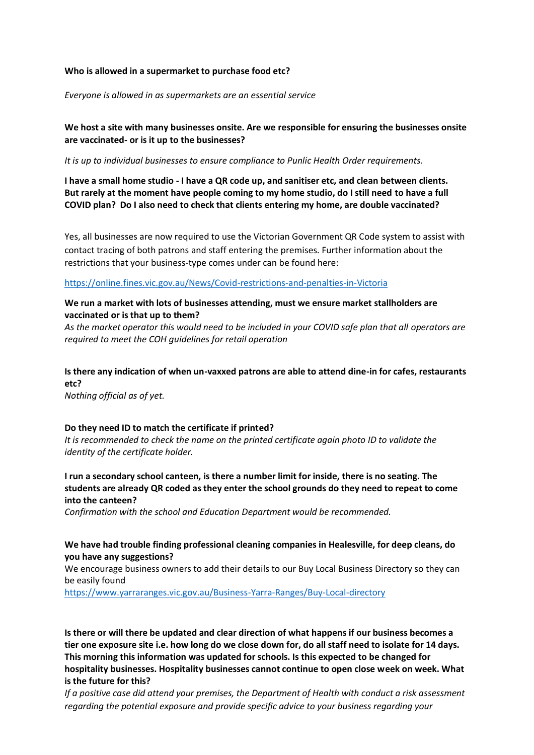**Who is allowed in a supermarket to purchase food etc?**

*Everyone is allowed in as supermarkets are an essential service*

**We host a site with many businesses onsite. Are we responsible for ensuring the businesses onsite are vaccinated- or is it up to the businesses?**

*It is up to individual businesses to ensure compliance to Punlic Health Order requirements.*

**I have a small home studio - I have a QR code up, and sanitiser etc, and clean between clients. But rarely at the moment have people coming to my home studio, do I still need to have a full COVID plan? Do I also need to check that clients entering my home, are double vaccinated?**

Yes, all businesses are now required to use the Victorian Government QR Code system to assist with contact tracing of both patrons and staff entering the premises. Further information about the restrictions that your business-type comes under can be found here:

https://online.fines.vic.gov.au/News/Covid-restrictions-and-penalties-in-Victoria

**We run a market with lots of businesses attending, must we ensure market stallholders are vaccinated or is that up to them?**

*As the market operator this would need to be included in your COVID safe plan that all operators are required to meet the COH guidelines for retail operation*

**Is there any indication of when un-vaxxed patrons are able to attend dine-in for cafes, restaurants etc?**

*Nothing official as of yet.*

**Do they need ID to match the certificate if printed?**

*It is recommended to check the name on the printed certificate again photo ID to validate the identity of the certificate holder.*

**I run a secondary school canteen, is there a number limit for inside, there is no seating. The students are already QR coded as they enter the school grounds do they need to repeat to come into the canteen?**

*Confirmation with the school and Education Department would be recommended.*

**We have had trouble finding professional cleaning companies in Healesville, for deep cleans, do you have any suggestions?**

We encourage business owners to add their details to our Buy Local Business Directory so they can be easily found

https://www.yarraranges.vic.gov.au/Business-Yarra-Ranges/Buy-Local-directory

**Is there or will there be updated and clear direction of what happens if our business becomes a tier one exposure site i.e. how long do we close down for, do all staff need to isolate for 14 days. This morning this information was updated for schools. Is this expected to be changed for hospitality businesses. Hospitality businesses cannot continue to open close week on week. What is the future for this?**

*If a positive case did attend your premises, the Department of Health with conduct a risk assessment regarding the potential exposure and provide specific advice to your business regarding your*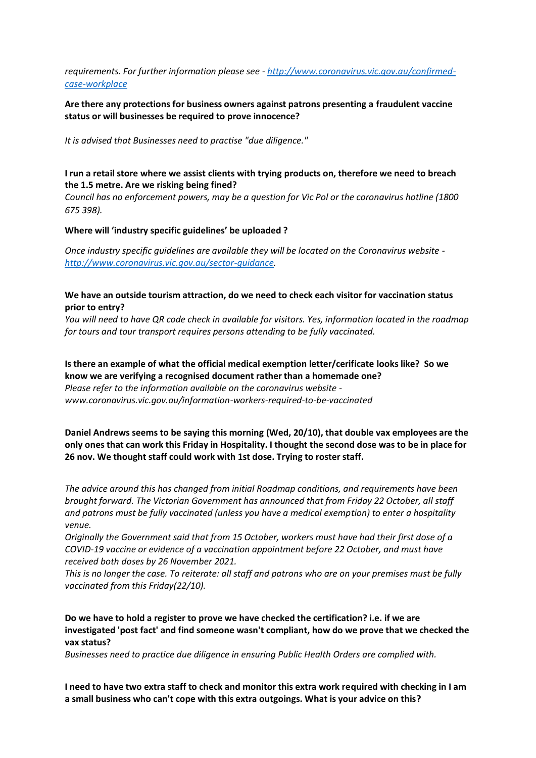*requirements. For further information please see - [http://www.coronavirus.vic.gov.au/confirmed-case-workplace](http://www.coronavirus.vic.gov.au/confirmed-case-workplace)*

**Are there any protections for business owners against patrons presenting a fraudulent vaccine status or will businesses be required to prove innocence?**

*It is advised that Businesses need to practise "due diligence."*

**I run a retail store where we assist clients with trying products on, therefore we need to breach the 1.5 metre. Are we risking being fined?**

*Council has no enforcement powers, may be a question for Vic Pol or the coronavirus hotline (1800 675 398).*

**Where will 'industry specific guidelines' be uploaded ?**

*Once industry specific guidelines are available they will be located on the Coronavirus website - [http://www.coronavirus.vic.gov.au/sector-guidance](http://www.coronavirus.vic.gov.au/sector-guidance).*

**We have an outside tourism attraction, do we need to check each visitor for vaccination status prior to entry?**

*You will need to have QR code check in available for visitors. Yes, information located in the roadmap for tours and tour transport requires persons attending to be fully vaccinated.*

**Is there an example of what the official medical exemption letter/cerificate looks like? So we know we are verifying a recognised document rather than a homemade one?**

*Please refer to the information available on the coronavirus website - www.coronavirus.vic.gov.au/information-workers-required-to-be-vaccinated*

**Daniel Andrews seems to be saying this morning (Wed, 20/10), that double vax employees are the only ones that can work this Friday in Hospitality. I thought the second dose was to be in place for 26 nov. We thought staff could work with 1st dose. Trying to roster staff.**

*The advice around this has changed from initial Roadmap conditions, and requirements have been brought forward. The Victorian Government has announced that from Friday 22 October, all staff and patrons must be fully vaccinated (unless you have a medical exemption) to enter a hospitality venue.*

*Originally the Government said that from 15 October, workers must have had their first dose of a COVID-19 vaccine or evidence of a vaccination appointment before 22 October, and must have received both doses by 26 November 2021.*

*This is no longer the case. To reiterate: all staff and patrons who are on your premises must be fully vaccinated from this Friday(22/10).*

**Do we have to hold a register to prove we have checked the certification? i.e. if we are investigated 'post fact' and find someone wasn't compliant, how do we prove that we checked the vax status?**

*Businesses need to practice due diligence in ensuring Public Health Orders are complied with.*

**I need to have two extra staff to check and monitor this extra work required with checking in I am a small business who can't cope with this extra outgoings. What is your advice on this?**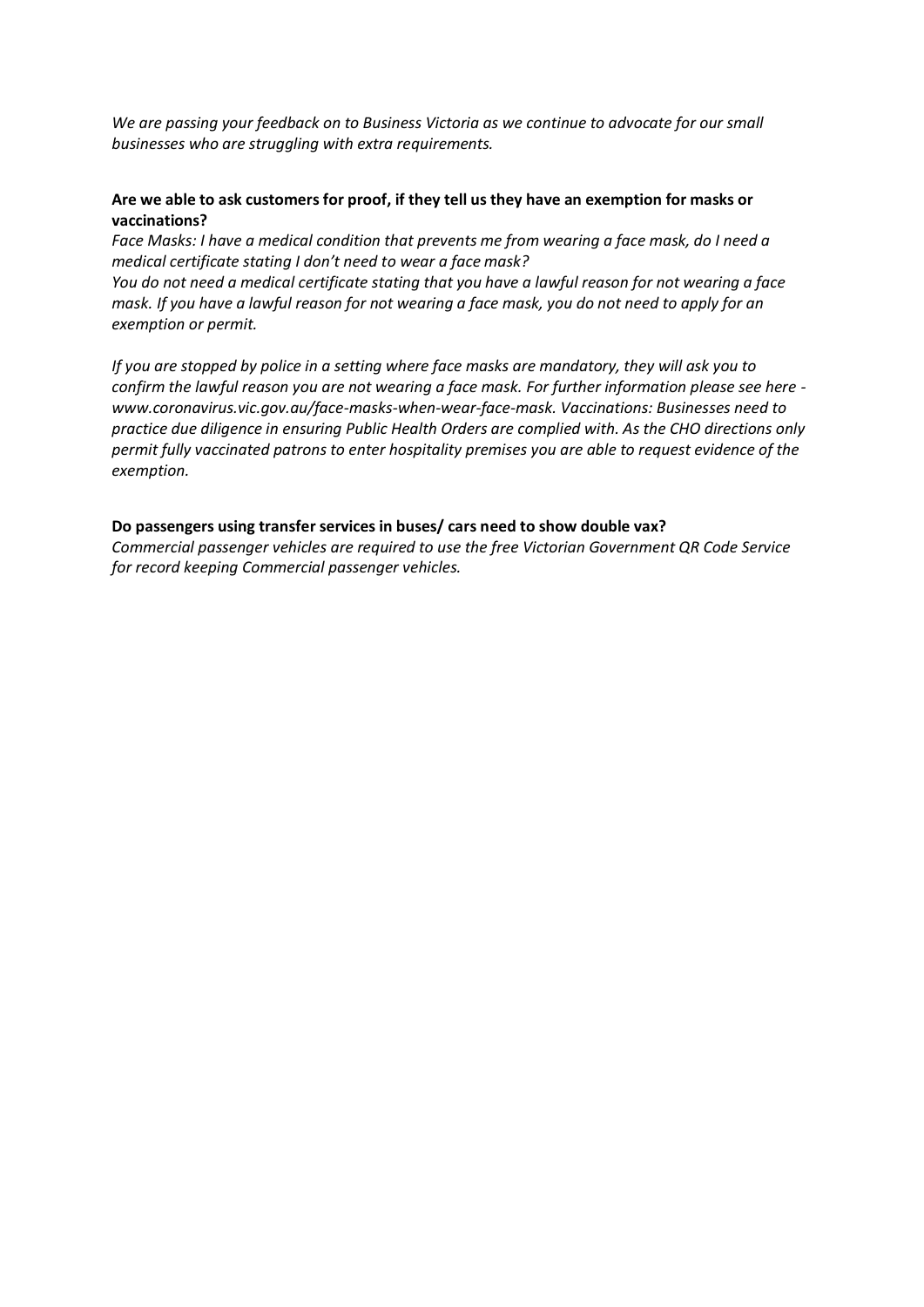*We are passing your feedback on to Business Victoria as we continue to advocate for our small businesses who are struggling with extra requirements.*

**Are we able to ask customers for proof, if they tell us they have an exemption for masks or vaccinations?**

*Face Masks: I have a medical condition that prevents me from wearing a face mask, do I need a medical certificate stating I don't need to wear a face mask?*

*You do not need a medical certificate stating that you have a lawful reason for not wearing a face mask. If you have a lawful reason for not wearing a face mask, you do not need to apply for an exemption or permit.*

*If you are stopped by police in a setting where face masks are mandatory, they will ask you to confirm the lawful reason you are not wearing a face mask. For further information please see here - www.coronavirus.vic.gov.au/face-masks-when-wear-face-mask. Vaccinations: Businesses need to practice due diligence in ensuring Public Health Orders are complied with. As the CHO directions only permit fully vaccinated patrons to enter hospitality premises you are able to request evidence of the exemption.*

**Do passengers using transfer services in buses/ cars need to show double vax?**

*Commercial passenger vehicles are required to use the free Victorian Government QR Code Service for record keeping Commercial passenger vehicles.*